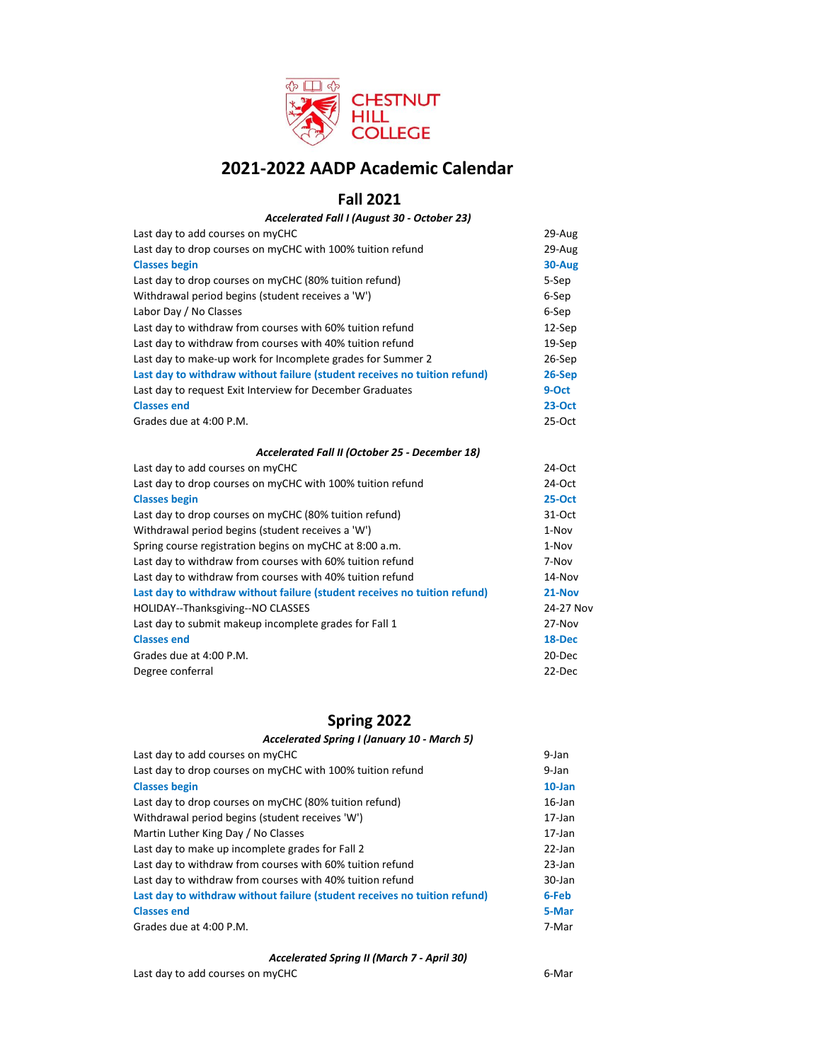# 2021-2022 AADP Academic Calendar

## Fall 2021

### *Accelerated Fall I (August 30 - October 23)*

| | |
|---|---|
| Last day to add courses on myCHC | 29-Aug |
| Last day to drop courses on myCHC with 100% tuition refund | 29-Aug |
| **Classes begin** | **30-Aug** |
| Last day to drop courses on myCHC (80% tuition refund) | 5-Sep |
| Withdrawal period begins (student receives a 'W') | 6-Sep |
| Labor Day / No Classes | 6-Sep |
| Last day to withdraw from courses with 60% tuition refund | 12-Sep |
| Last day to withdraw from courses with 40% tuition refund | 19-Sep |
| Last day to make-up work for Incomplete grades for Summer 2 | 26-Sep |
| **Last day to withdraw without failure (student receives no tuition refund)** | **26-Sep** |
| Last day to request Exit Interview for December Graduates | **9-Oct** |
| **Classes end** | **23-Oct** |
| Grades due at 4:00 P.M. | 25-Oct |

### *Accelerated Fall II (October 25 - December 18)*

| | |
|---|---|
| Last day to add courses on myCHC | 24-Oct |
| Last day to drop courses on myCHC with 100% tuition refund | 24-Oct |
| **Classes begin** | **25-Oct** |
| Last day to drop courses on myCHC (80% tuition refund) | 31-Oct |
| Withdrawal period begins (student receives a 'W') | 1-Nov |
| Spring course registration begins on myCHC at 8:00 a.m. | 1-Nov |
| Last day to withdraw from courses with 60% tuition refund | 7-Nov |
| Last day to withdraw from courses with 40% tuition refund | 14-Nov |
| **Last day to withdraw without failure (student receives no tuition refund)** | **21-Nov** |
| HOLIDAY--Thanksgiving--NO CLASSES | 24-27 Nov |
| Last day to submit makeup incomplete grades for Fall 1 | 27-Nov |
| **Classes end** | **18-Dec** |
| Grades due at 4:00 P.M. | 20-Dec |
| Degree conferral | 22-Dec |

## Spring 2022

### *Accelerated Spring I (January 10 - March 5)*

| | |
|---|---|
| Last day to add courses on myCHC | 9-Jan |
| Last day to drop courses on myCHC with 100% tuition refund | 9-Jan |
| **Classes begin** | **10-Jan** |
| Last day to drop courses on myCHC (80% tuition refund) | 16-Jan |
| Withdrawal period begins (student receives 'W') | 17-Jan |
| Martin Luther King Day / No Classes | 17-Jan |
| Last day to make up incomplete grades for Fall 2 | 22-Jan |
| Last day to withdraw from courses with 60% tuition refund | 23-Jan |
| Last day to withdraw from courses with 40% tuition refund | 30-Jan |
| **Last day to withdraw without failure (student receives no tuition refund)** | **6-Feb** |
| **Classes end** | **5-Mar** |
| Grades due at 4:00 P.M. | 7-Mar |

### *Accelerated Spring II (March 7 - April 30)*

| | |
|---|---|
| Last day to add courses on myCHC | 6-Mar |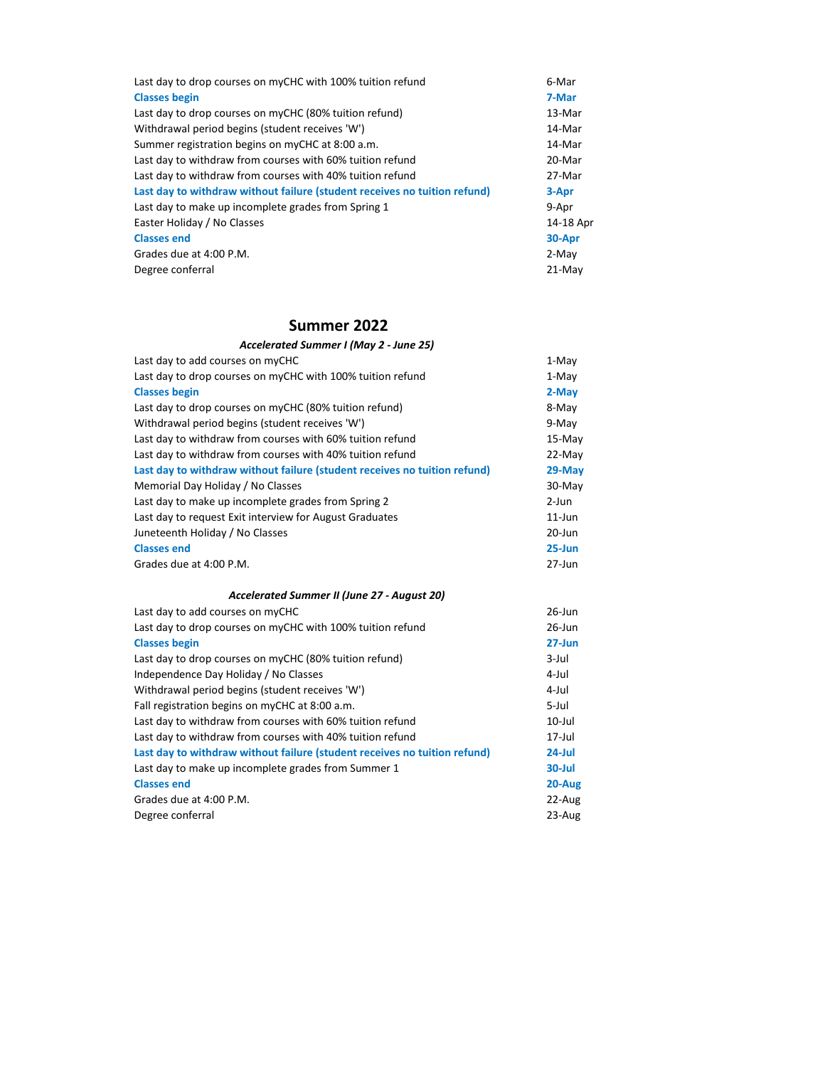| | |
|---|---|
| Last day to drop courses on myCHC with 100% tuition refund | 6-Mar |
| **Classes begin** | **7-Mar** |
| Last day to drop courses on myCHC (80% tuition refund) | 13-Mar |
| Withdrawal period begins (student receives 'W') | 14-Mar |
| Summer registration begins on myCHC at 8:00 a.m. | 14-Mar |
| Last day to withdraw from courses with 60% tuition refund | 20-Mar |
| Last day to withdraw from courses with 40% tuition refund | 27-Mar |
| **Last day to withdraw without failure (student receives no tuition refund)** | **3-Apr** |
| Last day to make up incomplete grades from Spring 1 | 9-Apr |
| Easter Holiday / No Classes | 14-18 Apr |
| **Classes end** | **30-Apr** |
| Grades due at 4:00 P.M. | 2-May |
| Degree conferral | 21-May |

## Summer 2022

***Accelerated Summer I (May 2 - June 25)***

| | |
|---|---|
| Last day to add courses on myCHC | 1-May |
| Last day to drop courses on myCHC with 100% tuition refund | 1-May |
| **Classes begin** | **2-May** |
| Last day to drop courses on myCHC (80% tuition refund) | 8-May |
| Withdrawal period begins (student receives 'W') | 9-May |
| Last day to withdraw from courses with 60% tuition refund | 15-May |
| Last day to withdraw from courses with 40% tuition refund | 22-May |
| **Last day to withdraw without failure (student receives no tuition refund)** | **29-May** |
| Memorial Day Holiday / No Classes | 30-May |
| Last day to make up incomplete grades from Spring 2 | 2-Jun |
| Last day to request Exit interview for August Graduates | 11-Jun |
| Juneteenth Holiday / No Classes | 20-Jun |
| **Classes end** | **25-Jun** |
| Grades due at 4:00 P.M. | 27-Jun |

***Accelerated Summer II (June 27 - August 20)***

| | |
|---|---|
| Last day to add courses on myCHC | 26-Jun |
| Last day to drop courses on myCHC with 100% tuition refund | 26-Jun |
| **Classes begin** | **27-Jun** |
| Last day to drop courses on myCHC (80% tuition refund) | 3-Jul |
| Independence Day Holiday / No Classes | 4-Jul |
| Withdrawal period begins (student receives 'W') | 4-Jul |
| Fall registration begins on myCHC at 8:00 a.m. | 5-Jul |
| Last day to withdraw from courses with 60% tuition refund | 10-Jul |
| Last day to withdraw from courses with 40% tuition refund | 17-Jul |
| **Last day to withdraw without failure (student receives no tuition refund)** | **24-Jul** |
| Last day to make up incomplete grades from Summer 1 | **30-Jul** |
| **Classes end** | **20-Aug** |
| Grades due at 4:00 P.M. | 22-Aug |
| Degree conferral | 23-Aug |